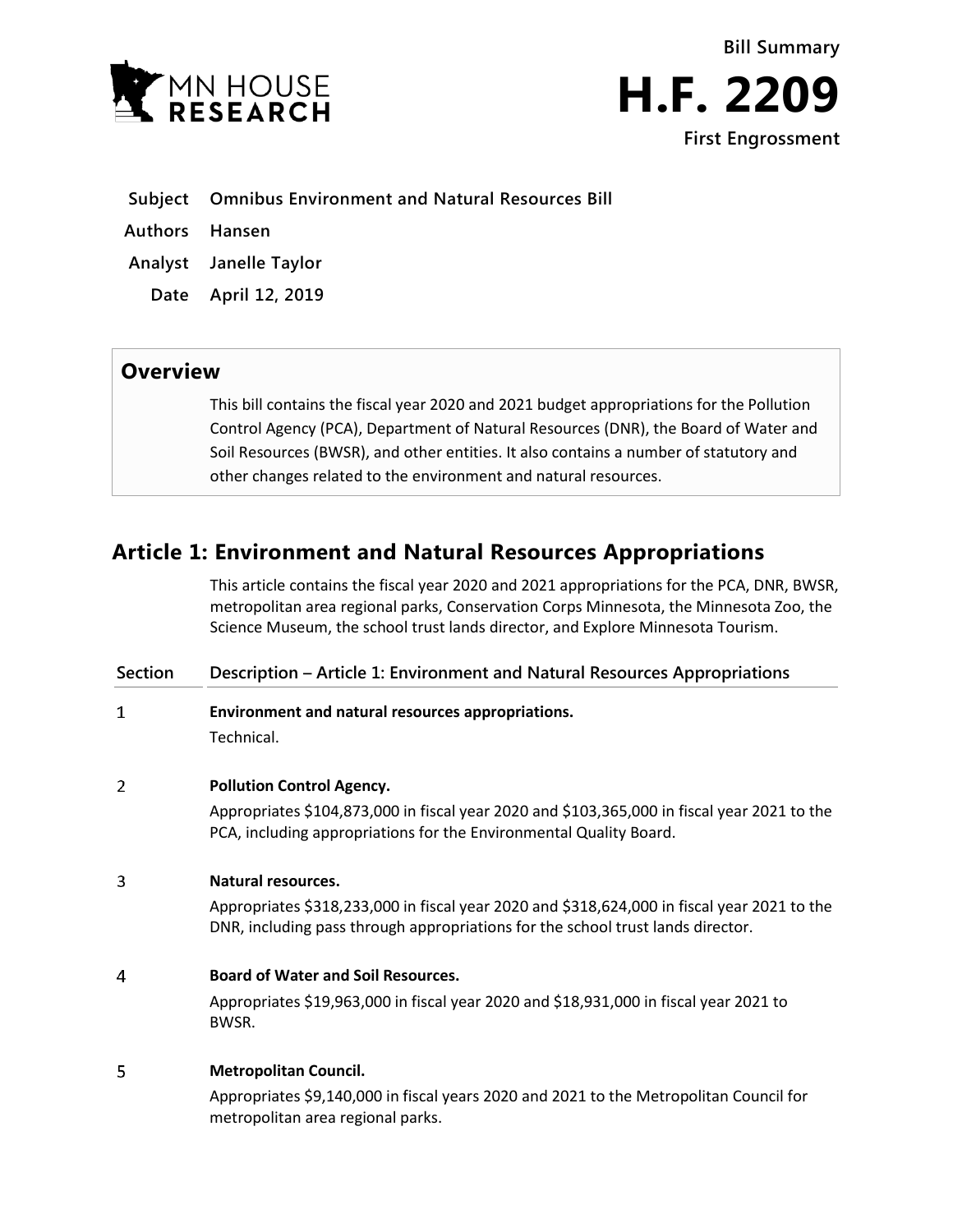MN HOUSE RESEARCH

Bill Summary

# H.F. 2209

First Engrossment

| | |
|---|---|
| **Subject** | **Omnibus Environment and Natural Resources Bill** |
| **Authors** | **Hansen** |
| **Analyst** | **Janelle Taylor** |
| **Date** | **April 12, 2019** |

## Overview

This bill contains the fiscal year 2020 and 2021 budget appropriations for the Pollution Control Agency (PCA), Department of Natural Resources (DNR), the Board of Water and Soil Resources (BWSR), and other entities. It also contains a number of statutory and other changes related to the environment and natural resources.

## Article 1: Environment and Natural Resources Appropriations

This article contains the fiscal year 2020 and 2021 appropriations for the PCA, DNR, BWSR, metropolitan area regional parks, Conservation Corps Minnesota, the Minnesota Zoo, the Science Museum, the school trust lands director, and Explore Minnesota Tourism.

| Section | Description – Article 1: Environment and Natural Resources Appropriations |
|---|---|
| 1 | **Environment and natural resources appropriations.**<br>Technical. |
| 2 | **Pollution Control Agency.**<br>Appropriates $104,873,000 in fiscal year 2020 and $103,365,000 in fiscal year 2021 to the PCA, including appropriations for the Environmental Quality Board. |
| 3 | **Natural resources.**<br>Appropriates $318,233,000 in fiscal year 2020 and $318,624,000 in fiscal year 2021 to the DNR, including pass through appropriations for the school trust lands director. |
| 4 | **Board of Water and Soil Resources.**<br>Appropriates $19,963,000 in fiscal year 2020 and $18,931,000 in fiscal year 2021 to BWSR. |
| 5 | **Metropolitan Council.**<br>Appropriates $9,140,000 in fiscal years 2020 and 2021 to the Metropolitan Council for metropolitan area regional parks. |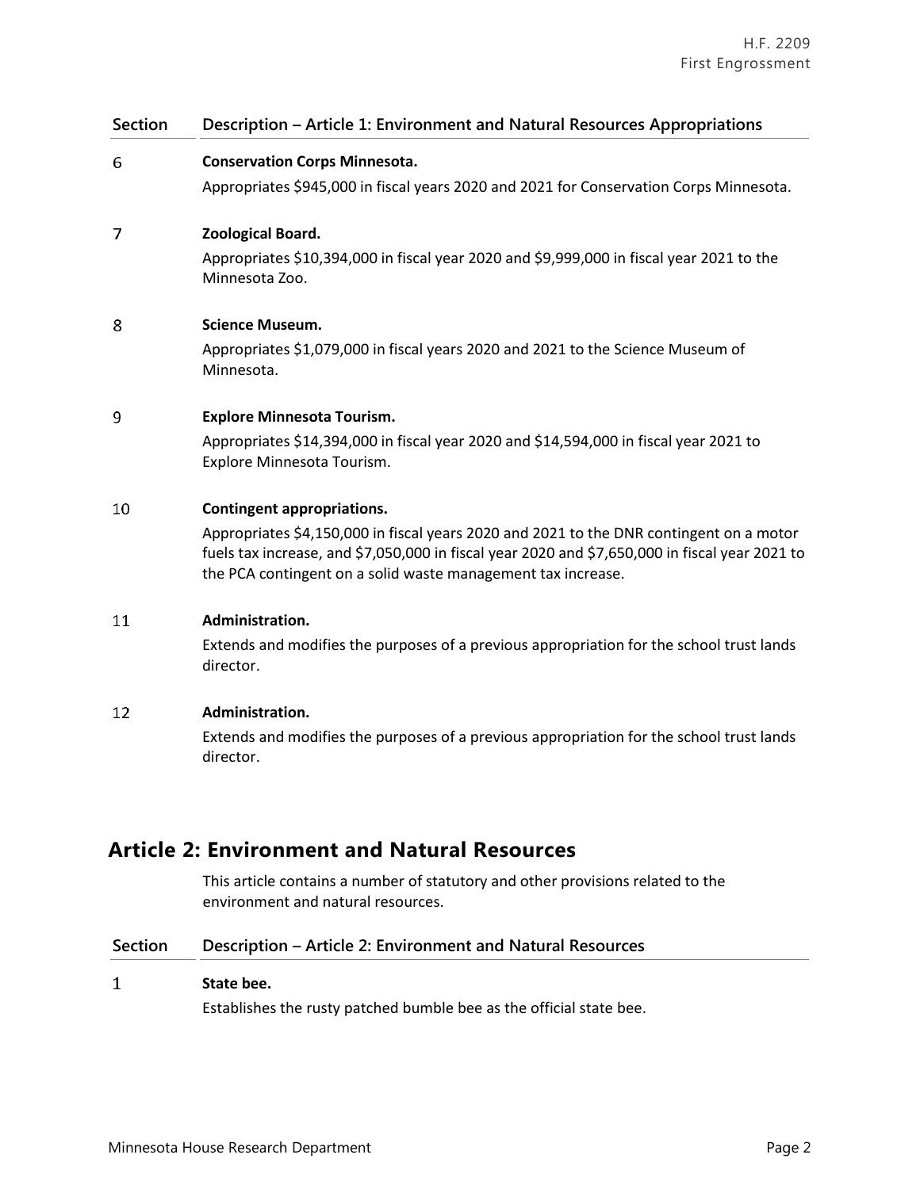| Section | Description – Article 1: Environment and Natural Resources Appropriations |
|---|---|
| 6 | **Conservation Corps Minnesota.** Appropriates $945,000 in fiscal years 2020 and 2021 for Conservation Corps Minnesota. |
| 7 | **Zoological Board.** Appropriates $10,394,000 in fiscal year 2020 and $9,999,000 in fiscal year 2021 to the Minnesota Zoo. |
| 8 | **Science Museum.** Appropriates $1,079,000 in fiscal years 2020 and 2021 to the Science Museum of Minnesota. |
| 9 | **Explore Minnesota Tourism.** Appropriates $14,394,000 in fiscal year 2020 and $14,594,000 in fiscal year 2021 to Explore Minnesota Tourism. |
| 10 | **Contingent appropriations.** Appropriates $4,150,000 in fiscal years 2020 and 2021 to the DNR contingent on a motor fuels tax increase, and $7,050,000 in fiscal year 2020 and $7,650,000 in fiscal year 2021 to the PCA contingent on a solid waste management tax increase. |
| 11 | **Administration.** Extends and modifies the purposes of a previous appropriation for the school trust lands director. |
| 12 | **Administration.** Extends and modifies the purposes of a previous appropriation for the school trust lands director. |

## Article 2: Environment and Natural Resources

This article contains a number of statutory and other provisions related to the environment and natural resources.

| Section | Description – Article 2: Environment and Natural Resources |
|---|---|
| 1 | **State bee.** Establishes the rusty patched bumble bee as the official state bee. |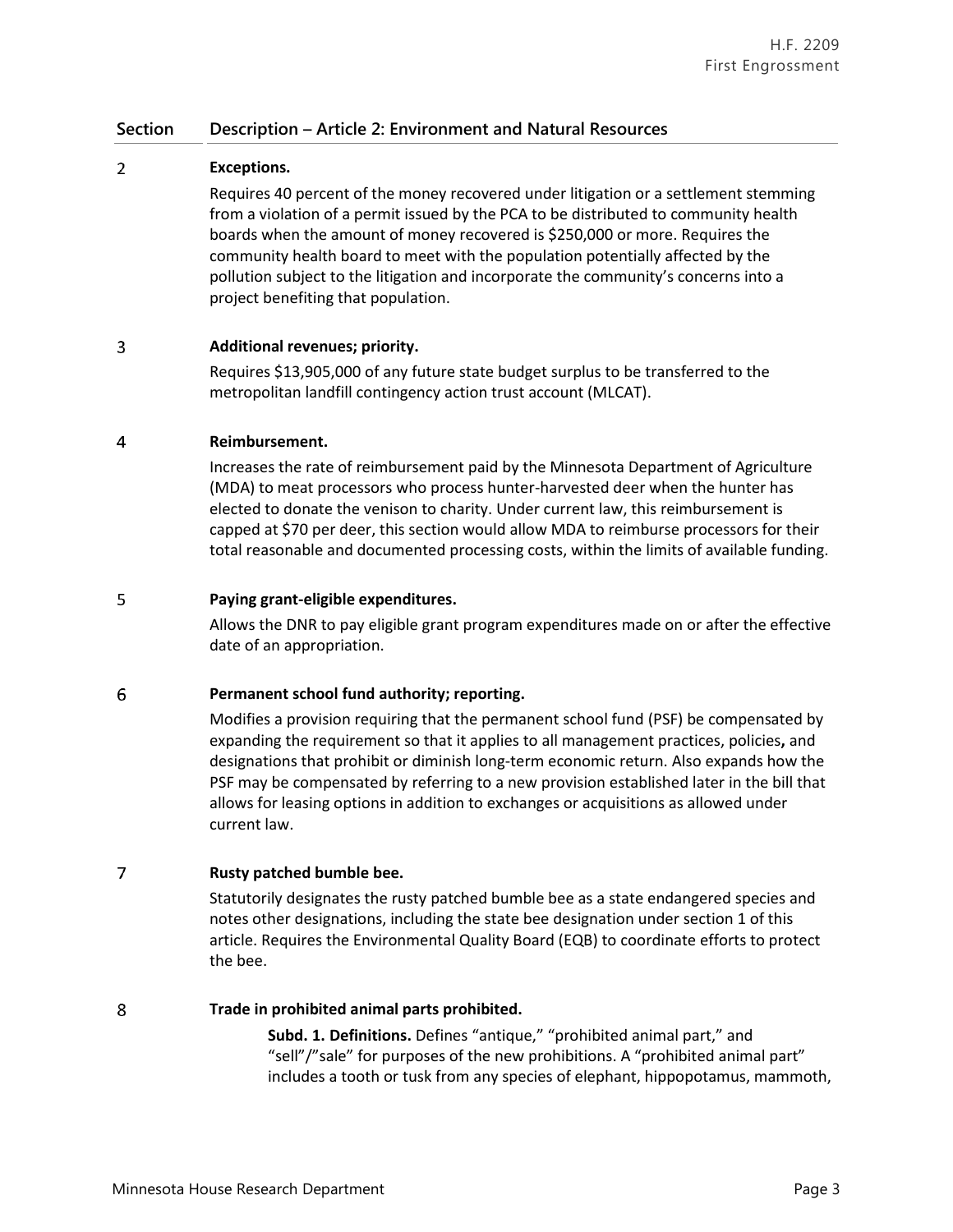| Section | Description – Article 2: Environment and Natural Resources |
|---|---|
| 2 | **Exceptions.**<br>Requires 40 percent of the money recovered under litigation or a settlement stemming from a violation of a permit issued by the PCA to be distributed to community health boards when the amount of money recovered is $250,000 or more. Requires the community health board to meet with the population potentially affected by the pollution subject to the litigation and incorporate the community's concerns into a project benefiting that population. |
| 3 | **Additional revenues; priority.**<br>Requires $13,905,000 of any future state budget surplus to be transferred to the metropolitan landfill contingency action trust account (MLCAT). |
| 4 | **Reimbursement.**<br>Increases the rate of reimbursement paid by the Minnesota Department of Agriculture (MDA) to meat processors who process hunter-harvested deer when the hunter has elected to donate the venison to charity. Under current law, this reimbursement is capped at $70 per deer, this section would allow MDA to reimburse processors for their total reasonable and documented processing costs, within the limits of available funding. |
| 5 | **Paying grant-eligible expenditures.**<br>Allows the DNR to pay eligible grant program expenditures made on or after the effective date of an appropriation. |
| 6 | **Permanent school fund authority; reporting.**<br>Modifies a provision requiring that the permanent school fund (PSF) be compensated by expanding the requirement so that it applies to all management practices, policies**,** and designations that prohibit or diminish long-term economic return. Also expands how the PSF may be compensated by referring to a new provision established later in the bill that allows for leasing options in addition to exchanges or acquisitions as allowed under current law. |
| 7 | **Rusty patched bumble bee.**<br>Statutorily designates the rusty patched bumble bee as a state endangered species and notes other designations, including the state bee designation under section 1 of this article. Requires the Environmental Quality Board (EQB) to coordinate efforts to protect the bee. |
| 8 | **Trade in prohibited animal parts prohibited.**<br>**Subd. 1. Definitions.** Defines "antique," "prohibited animal part," and "sell"/"sale" for purposes of the new prohibitions. A "prohibited animal part" includes a tooth or tusk from any species of elephant, hippopotamus, mammoth, |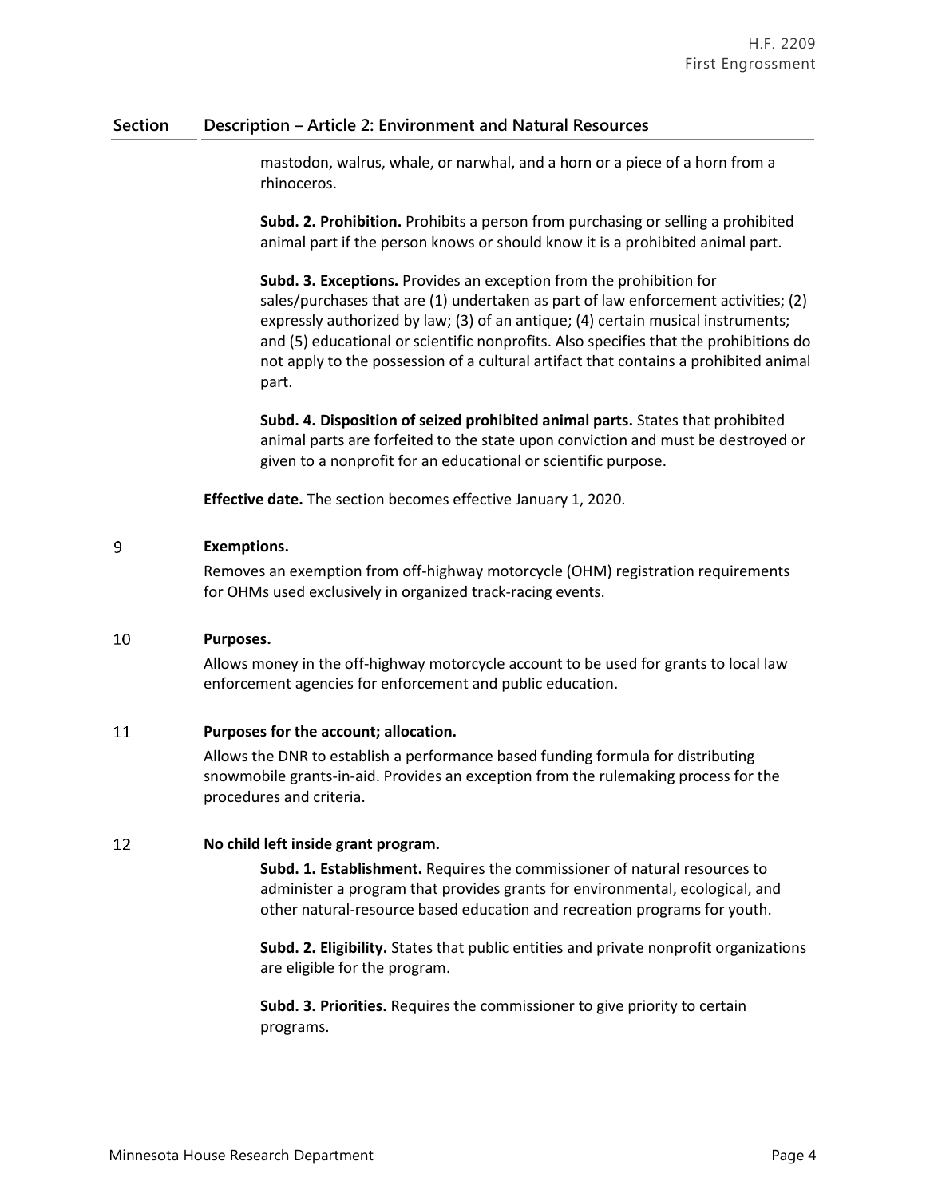| Section | Description – Article 2: Environment and Natural Resources |
|---|---|
| | mastodon, walrus, whale, or narwhal, and a horn or a piece of a horn from a rhinoceros.<br><br>**Subd. 2. Prohibition.** Prohibits a person from purchasing or selling a prohibited animal part if the person knows or should know it is a prohibited animal part.<br><br>**Subd. 3. Exceptions.** Provides an exception from the prohibition for sales/purchases that are (1) undertaken as part of law enforcement activities; (2) expressly authorized by law; (3) of an antique; (4) certain musical instruments; and (5) educational or scientific nonprofits. Also specifies that the prohibitions do not apply to the possession of a cultural artifact that contains a prohibited animal part.<br><br>**Subd. 4. Disposition of seized prohibited animal parts.** States that prohibited animal parts are forfeited to the state upon conviction and must be destroyed or given to a nonprofit for an educational or scientific purpose.<br><br>**Effective date.** The section becomes effective January 1, 2020. |
| 9 | **Exemptions.**<br>Removes an exemption from off-highway motorcycle (OHM) registration requirements for OHMs used exclusively in organized track-racing events. |
| 10 | **Purposes.**<br>Allows money in the off-highway motorcycle account to be used for grants to local law enforcement agencies for enforcement and public education. |
| 11 | **Purposes for the account; allocation.**<br>Allows the DNR to establish a performance based funding formula for distributing snowmobile grants-in-aid. Provides an exception from the rulemaking process for the procedures and criteria. |
| 12 | **No child left inside grant program.**<br>**Subd. 1. Establishment.** Requires the commissioner of natural resources to administer a program that provides grants for environmental, ecological, and other natural-resource based education and recreation programs for youth.<br><br>**Subd. 2. Eligibility.** States that public entities and private nonprofit organizations are eligible for the program.<br><br>**Subd. 3. Priorities.** Requires the commissioner to give priority to certain programs. |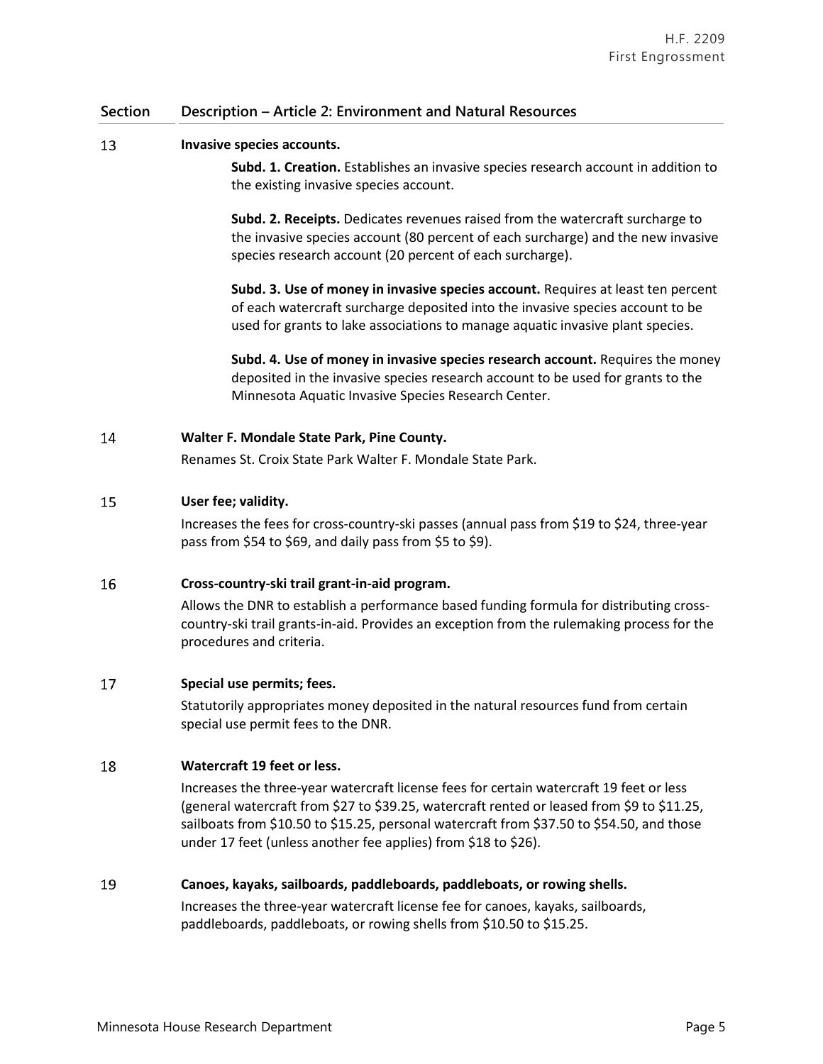| Section | Description – Article 2: Environment and Natural Resources |
| --- | --- |
| 13 | **Invasive species accounts.**<br><br>**Subd. 1. Creation.** Establishes an invasive species research account in addition to the existing invasive species account.<br><br>**Subd. 2. Receipts.** Dedicates revenues raised from the watercraft surcharge to the invasive species account (80 percent of each surcharge) and the new invasive species research account (20 percent of each surcharge).<br><br>**Subd. 3. Use of money in invasive species account.** Requires at least ten percent of each watercraft surcharge deposited into the invasive species account to be used for grants to lake associations to manage aquatic invasive plant species.<br><br>**Subd. 4. Use of money in invasive species research account.** Requires the money deposited in the invasive species research account to be used for grants to the Minnesota Aquatic Invasive Species Research Center. |
| 14 | **Walter F. Mondale State Park, Pine County.**<br><br>Renames St. Croix State Park Walter F. Mondale State Park. |
| 15 | **User fee; validity.**<br><br>Increases the fees for cross-country-ski passes (annual pass from $19 to $24, three-year pass from $54 to $69, and daily pass from $5 to $9). |
| 16 | **Cross-country-ski trail grant-in-aid program.**<br><br>Allows the DNR to establish a performance based funding formula for distributing cross-country-ski trail grants-in-aid. Provides an exception from the rulemaking process for the procedures and criteria. |
| 17 | **Special use permits; fees.**<br><br>Statutorily appropriates money deposited in the natural resources fund from certain special use permit fees to the DNR. |
| 18 | **Watercraft 19 feet or less.**<br><br>Increases the three-year watercraft license fees for certain watercraft 19 feet or less (general watercraft from $27 to $39.25, watercraft rented or leased from $9 to $11.25, sailboats from $10.50 to $15.25, personal watercraft from $37.50 to $54.50, and those under 17 feet (unless another fee applies) from $18 to $26). |
| 19 | **Canoes, kayaks, sailboards, paddleboards, paddleboats, or rowing shells.**<br><br>Increases the three-year watercraft license fee for canoes, kayaks, sailboards, paddleboards, paddleboats, or rowing shells from $10.50 to $15.25. |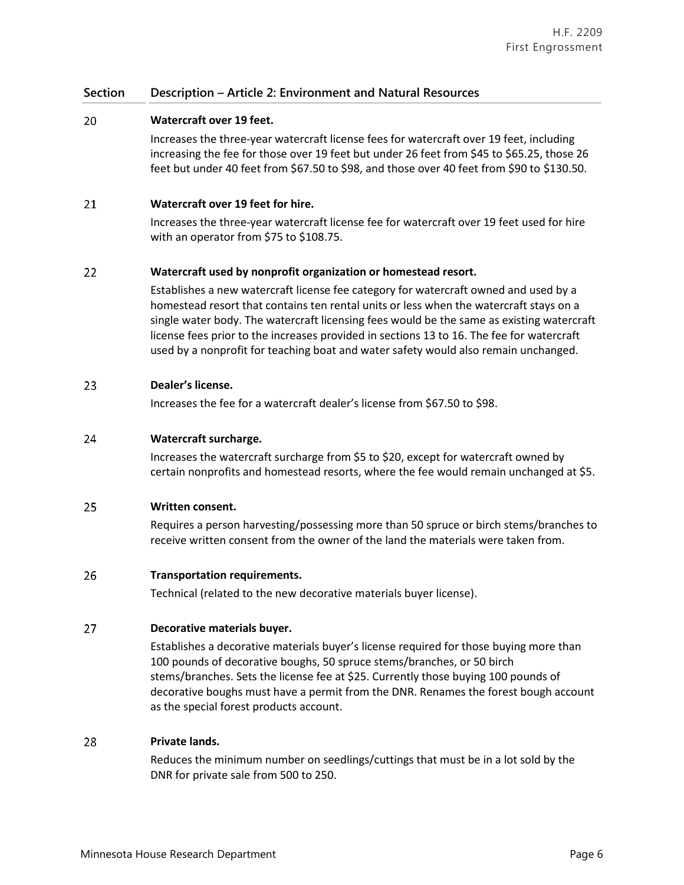| Section | Description – Article 2: Environment and Natural Resources |
|---|---|
| 20 | **Watercraft over 19 feet.** Increases the three-year watercraft license fees for watercraft over 19 feet, including increasing the fee for those over 19 feet but under 26 feet from $45 to $65.25, those 26 feet but under 40 feet from $67.50 to $98, and those over 40 feet from $90 to $130.50. |
| 21 | **Watercraft over 19 feet for hire.** Increases the three-year watercraft license fee for watercraft over 19 feet used for hire with an operator from $75 to $108.75. |
| 22 | **Watercraft used by nonprofit organization or homestead resort.** Establishes a new watercraft license fee category for watercraft owned and used by a homestead resort that contains ten rental units or less when the watercraft stays on a single water body. The watercraft licensing fees would be the same as existing watercraft license fees prior to the increases provided in sections 13 to 16. The fee for watercraft used by a nonprofit for teaching boat and water safety would also remain unchanged. |
| 23 | **Dealer's license.** Increases the fee for a watercraft dealer's license from $67.50 to $98. |
| 24 | **Watercraft surcharge.** Increases the watercraft surcharge from $5 to $20, except for watercraft owned by certain nonprofits and homestead resorts, where the fee would remain unchanged at $5. |
| 25 | **Written consent.** Requires a person harvesting/possessing more than 50 spruce or birch stems/branches to receive written consent from the owner of the land the materials were taken from. |
| 26 | **Transportation requirements.** Technical (related to the new decorative materials buyer license). |
| 27 | **Decorative materials buyer.** Establishes a decorative materials buyer's license required for those buying more than 100 pounds of decorative boughs, 50 spruce stems/branches, or 50 birch stems/branches. Sets the license fee at $25. Currently those buying 100 pounds of decorative boughs must have a permit from the DNR. Renames the forest bough account as the special forest products account. |
| 28 | **Private lands.** Reduces the minimum number on seedlings/cuttings that must be in a lot sold by the DNR for private sale from 500 to 250. |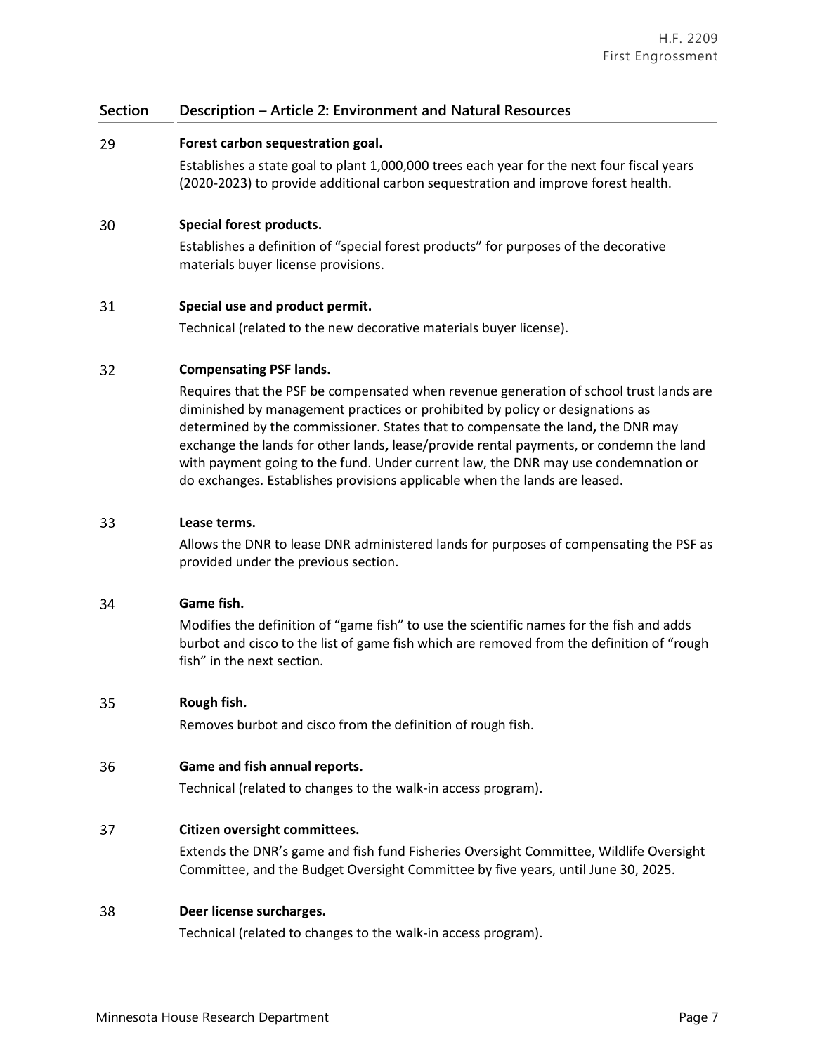| Section | Description – Article 2: Environment and Natural Resources |
|---|---|
| 29 | **Forest carbon sequestration goal.**<br>Establishes a state goal to plant 1,000,000 trees each year for the next four fiscal years (2020-2023) to provide additional carbon sequestration and improve forest health. |
| 30 | **Special forest products.**<br>Establishes a definition of "special forest products" for purposes of the decorative materials buyer license provisions. |
| 31 | **Special use and product permit.**<br>Technical (related to the new decorative materials buyer license). |
| 32 | **Compensating PSF lands.**<br>Requires that the PSF be compensated when revenue generation of school trust lands are diminished by management practices or prohibited by policy or designations as determined by the commissioner. States that to compensate the land**,** the DNR may exchange the lands for other lands**,** lease/provide rental payments, or condemn the land with payment going to the fund. Under current law, the DNR may use condemnation or do exchanges. Establishes provisions applicable when the lands are leased. |
| 33 | **Lease terms.**<br>Allows the DNR to lease DNR administered lands for purposes of compensating the PSF as provided under the previous section. |
| 34 | **Game fish.**<br>Modifies the definition of "game fish" to use the scientific names for the fish and adds burbot and cisco to the list of game fish which are removed from the definition of "rough fish" in the next section. |
| 35 | **Rough fish.**<br>Removes burbot and cisco from the definition of rough fish. |
| 36 | **Game and fish annual reports.**<br>Technical (related to changes to the walk-in access program). |
| 37 | **Citizen oversight committees.**<br>Extends the DNR's game and fish fund Fisheries Oversight Committee, Wildlife Oversight Committee, and the Budget Oversight Committee by five years, until June 30, 2025. |
| 38 | **Deer license surcharges.**<br>Technical (related to changes to the walk-in access program). |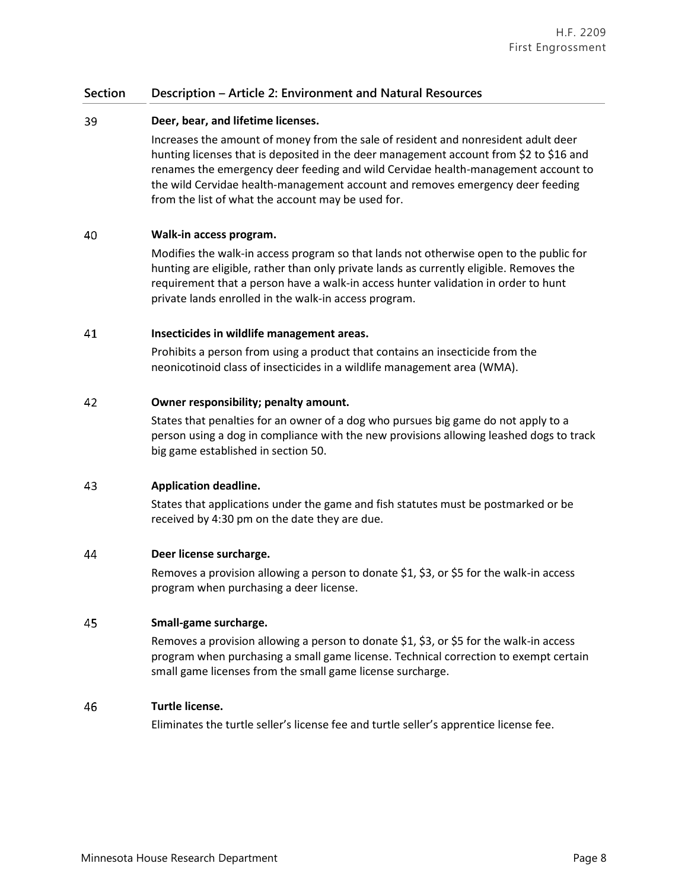| Section | Description – Article 2: Environment and Natural Resources |
|---|---|
| 39 | **Deer, bear, and lifetime licenses.**<br>Increases the amount of money from the sale of resident and nonresident adult deer hunting licenses that is deposited in the deer management account from $2 to $16 and renames the emergency deer feeding and wild Cervidae health-management account to the wild Cervidae health-management account and removes emergency deer feeding from the list of what the account may be used for. |
| 40 | **Walk-in access program.**<br>Modifies the walk-in access program so that lands not otherwise open to the public for hunting are eligible, rather than only private lands as currently eligible. Removes the requirement that a person have a walk-in access hunter validation in order to hunt private lands enrolled in the walk-in access program. |
| 41 | **Insecticides in wildlife management areas.**<br>Prohibits a person from using a product that contains an insecticide from the neonicotinoid class of insecticides in a wildlife management area (WMA). |
| 42 | **Owner responsibility; penalty amount.**<br>States that penalties for an owner of a dog who pursues big game do not apply to a person using a dog in compliance with the new provisions allowing leashed dogs to track big game established in section 50. |
| 43 | **Application deadline.**<br>States that applications under the game and fish statutes must be postmarked or be received by 4:30 pm on the date they are due. |
| 44 | **Deer license surcharge.**<br>Removes a provision allowing a person to donate $1, $3, or $5 for the walk-in access program when purchasing a deer license. |
| 45 | **Small-game surcharge.**<br>Removes a provision allowing a person to donate $1, $3, or $5 for the walk-in access program when purchasing a small game license. Technical correction to exempt certain small game licenses from the small game license surcharge. |
| 46 | **Turtle license.**<br>Eliminates the turtle seller's license fee and turtle seller's apprentice license fee. |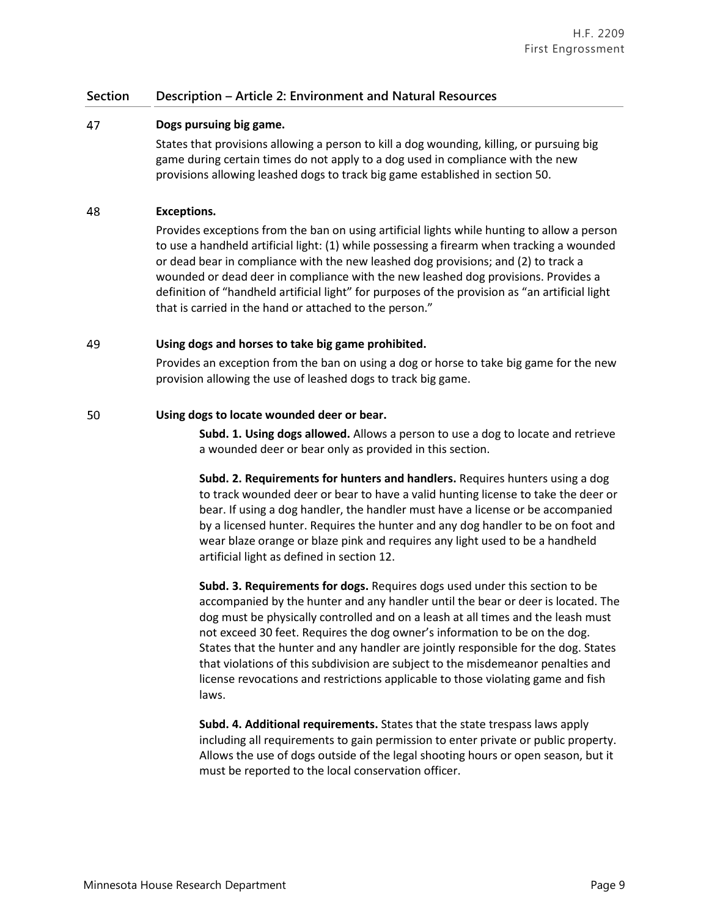| Section | Description – Article 2: Environment and Natural Resources |
|---|---|
| 47 | **Dogs pursuing big game.**<br>States that provisions allowing a person to kill a dog wounding, killing, or pursuing big game during certain times do not apply to a dog used in compliance with the new provisions allowing leashed dogs to track big game established in section 50. |
| 48 | **Exceptions.**<br>Provides exceptions from the ban on using artificial lights while hunting to allow a person to use a handheld artificial light: (1) while possessing a firearm when tracking a wounded or dead bear in compliance with the new leashed dog provisions; and (2) to track a wounded or dead deer in compliance with the new leashed dog provisions. Provides a definition of "handheld artificial light" for purposes of the provision as "an artificial light that is carried in the hand or attached to the person." |
| 49 | **Using dogs and horses to take big game prohibited.**<br>Provides an exception from the ban on using a dog or horse to take big game for the new provision allowing the use of leashed dogs to track big game. |
| 50 | **Using dogs to locate wounded deer or bear.**<br>**Subd. 1. Using dogs allowed.** Allows a person to use a dog to locate and retrieve a wounded deer or bear only as provided in this section.<br><br>**Subd. 2. Requirements for hunters and handlers.** Requires hunters using a dog to track wounded deer or bear to have a valid hunting license to take the deer or bear. If using a dog handler, the handler must have a license or be accompanied by a licensed hunter. Requires the hunter and any dog handler to be on foot and wear blaze orange or blaze pink and requires any light used to be a handheld artificial light as defined in section 12.<br><br>**Subd. 3. Requirements for dogs.** Requires dogs used under this section to be accompanied by the hunter and any handler until the bear or deer is located. The dog must be physically controlled and on a leash at all times and the leash must not exceed 30 feet. Requires the dog owner's information to be on the dog. States that the hunter and any handler are jointly responsible for the dog. States that violations of this subdivision are subject to the misdemeanor penalties and license revocations and restrictions applicable to those violating game and fish laws.<br><br>**Subd. 4. Additional requirements.** States that the state trespass laws apply including all requirements to gain permission to enter private or public property. Allows the use of dogs outside of the legal shooting hours or open season, but it must be reported to the local conservation officer. |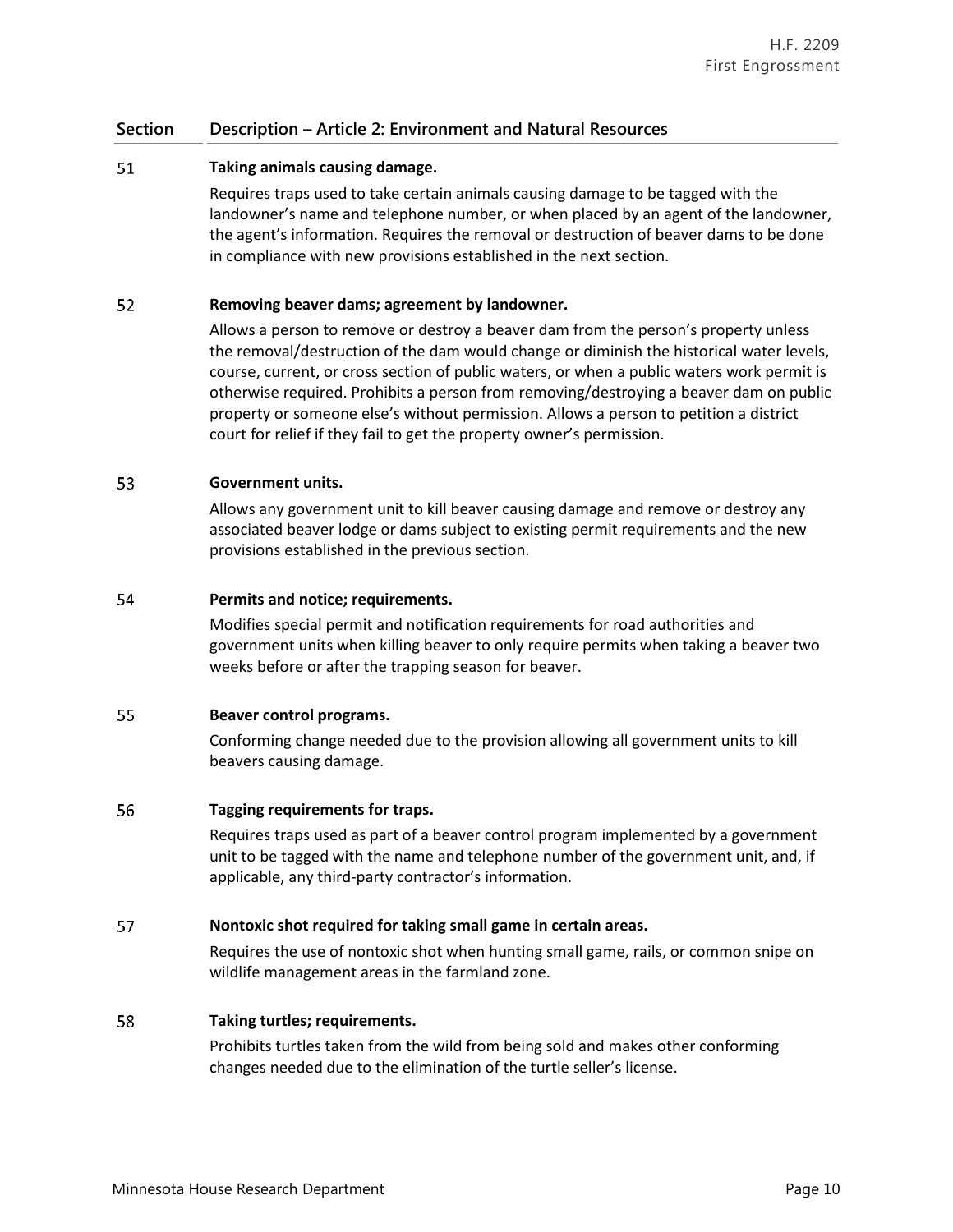| Section | Description – Article 2: Environment and Natural Resources |
|---|---|
| 51 | **Taking animals causing damage.**<br>Requires traps used to take certain animals causing damage to be tagged with the landowner's name and telephone number, or when placed by an agent of the landowner, the agent's information. Requires the removal or destruction of beaver dams to be done in compliance with new provisions established in the next section. |
| 52 | **Removing beaver dams; agreement by landowner.**<br>Allows a person to remove or destroy a beaver dam from the person's property unless the removal/destruction of the dam would change or diminish the historical water levels, course, current, or cross section of public waters, or when a public waters work permit is otherwise required. Prohibits a person from removing/destroying a beaver dam on public property or someone else's without permission. Allows a person to petition a district court for relief if they fail to get the property owner's permission. |
| 53 | **Government units.**<br>Allows any government unit to kill beaver causing damage and remove or destroy any associated beaver lodge or dams subject to existing permit requirements and the new provisions established in the previous section. |
| 54 | **Permits and notice; requirements.**<br>Modifies special permit and notification requirements for road authorities and government units when killing beaver to only require permits when taking a beaver two weeks before or after the trapping season for beaver. |
| 55 | **Beaver control programs.**<br>Conforming change needed due to the provision allowing all government units to kill beavers causing damage. |
| 56 | **Tagging requirements for traps.**<br>Requires traps used as part of a beaver control program implemented by a government unit to be tagged with the name and telephone number of the government unit, and, if applicable, any third-party contractor's information. |
| 57 | **Nontoxic shot required for taking small game in certain areas.**<br>Requires the use of nontoxic shot when hunting small game, rails, or common snipe on wildlife management areas in the farmland zone. |
| 58 | **Taking turtles; requirements.**<br>Prohibits turtles taken from the wild from being sold and makes other conforming changes needed due to the elimination of the turtle seller's license. |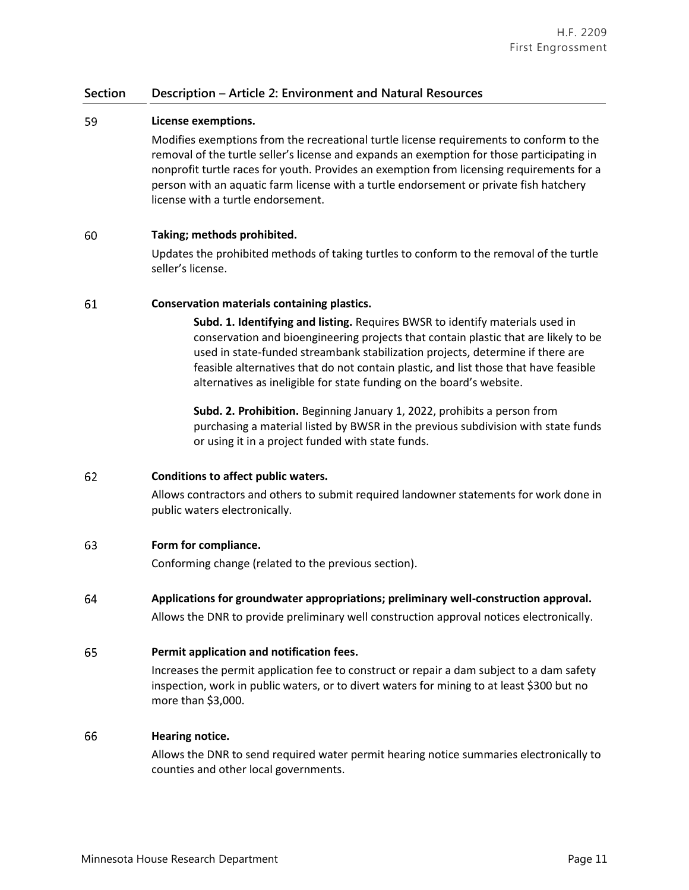| Section | Description – Article 2: Environment and Natural Resources |
| --- | --- |
| 59 | **License exemptions.**<br>Modifies exemptions from the recreational turtle license requirements to conform to the removal of the turtle seller's license and expands an exemption for those participating in nonprofit turtle races for youth. Provides an exemption from licensing requirements for a person with an aquatic farm license with a turtle endorsement or private fish hatchery license with a turtle endorsement. |
| 60 | **Taking; methods prohibited.**<br>Updates the prohibited methods of taking turtles to conform to the removal of the turtle seller's license. |
| 61 | **Conservation materials containing plastics.**<br>**Subd. 1. Identifying and listing.** Requires BWSR to identify materials used in conservation and bioengineering projects that contain plastic that are likely to be used in state-funded streambank stabilization projects, determine if there are feasible alternatives that do not contain plastic, and list those that have feasible alternatives as ineligible for state funding on the board's website.<br>**Subd. 2. Prohibition.** Beginning January 1, 2022, prohibits a person from purchasing a material listed by BWSR in the previous subdivision with state funds or using it in a project funded with state funds. |
| 62 | **Conditions to affect public waters.**<br>Allows contractors and others to submit required landowner statements for work done in public waters electronically. |
| 63 | **Form for compliance.**<br>Conforming change (related to the previous section). |
| 64 | **Applications for groundwater appropriations; preliminary well-construction approval.**<br>Allows the DNR to provide preliminary well construction approval notices electronically. |
| 65 | **Permit application and notification fees.**<br>Increases the permit application fee to construct or repair a dam subject to a dam safety inspection, work in public waters, or to divert waters for mining to at least $300 but no more than $3,000. |
| 66 | **Hearing notice.**<br>Allows the DNR to send required water permit hearing notice summaries electronically to counties and other local governments. |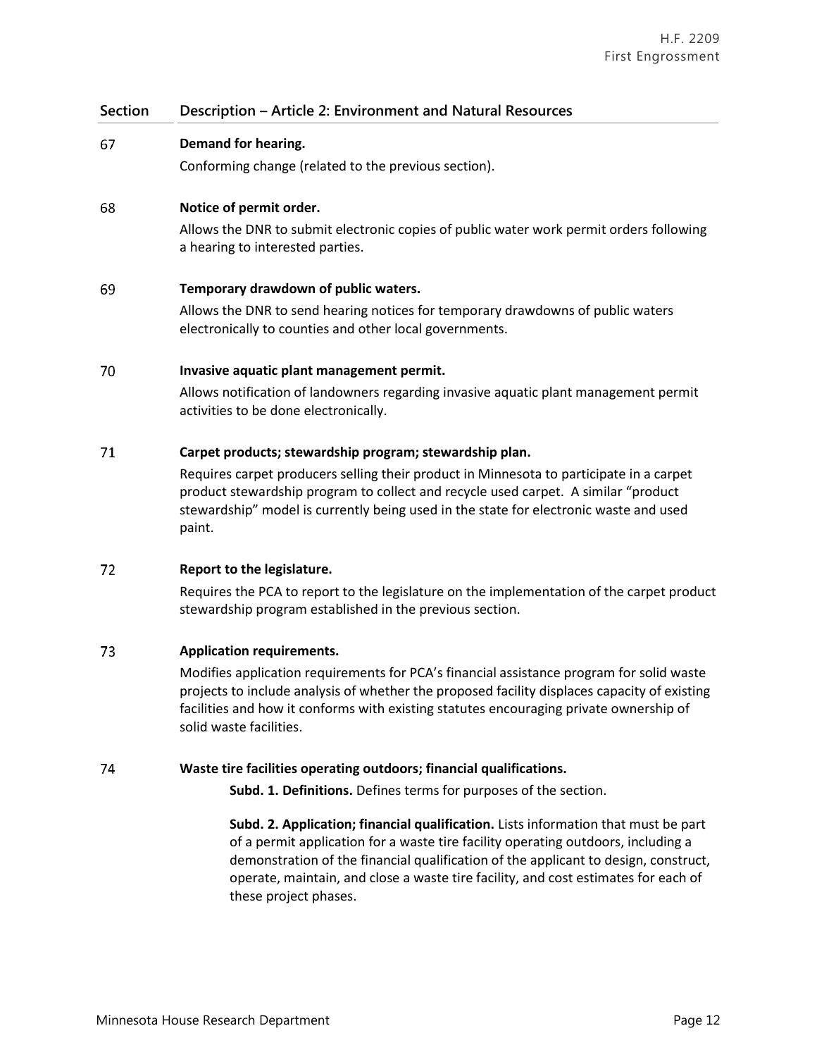| Section | Description – Article 2: Environment and Natural Resources |
|---|---|
| 67 | **Demand for hearing.**<br>Conforming change (related to the previous section). |
| 68 | **Notice of permit order.**<br>Allows the DNR to submit electronic copies of public water work permit orders following a hearing to interested parties. |
| 69 | **Temporary drawdown of public waters.**<br>Allows the DNR to send hearing notices for temporary drawdowns of public waters electronically to counties and other local governments. |
| 70 | **Invasive aquatic plant management permit.**<br>Allows notification of landowners regarding invasive aquatic plant management permit activities to be done electronically. |
| 71 | **Carpet products; stewardship program; stewardship plan.**<br>Requires carpet producers selling their product in Minnesota to participate in a carpet product stewardship program to collect and recycle used carpet. A similar "product stewardship" model is currently being used in the state for electronic waste and used paint. |
| 72 | **Report to the legislature.**<br>Requires the PCA to report to the legislature on the implementation of the carpet product stewardship program established in the previous section. |
| 73 | **Application requirements.**<br>Modifies application requirements for PCA's financial assistance program for solid waste projects to include analysis of whether the proposed facility displaces capacity of existing facilities and how it conforms with existing statutes encouraging private ownership of solid waste facilities. |
| 74 | **Waste tire facilities operating outdoors; financial qualifications.**<br>**Subd. 1. Definitions.** Defines terms for purposes of the section.<br>**Subd. 2. Application; financial qualification.** Lists information that must be part of a permit application for a waste tire facility operating outdoors, including a demonstration of the financial qualification of the applicant to design, construct, operate, maintain, and close a waste tire facility, and cost estimates for each of these project phases. |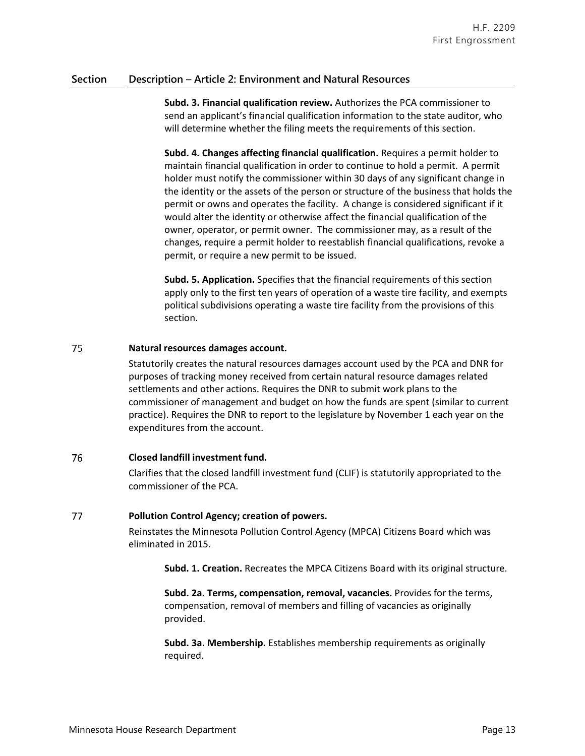| Section | Description – Article 2: Environment and Natural Resources |
|---|---|
| | **Subd. 3. Financial qualification review.** Authorizes the PCA commissioner to send an applicant's financial qualification information to the state auditor, who will determine whether the filing meets the requirements of this section.<br><br>**Subd. 4. Changes affecting financial qualification.** Requires a permit holder to maintain financial qualification in order to continue to hold a permit. A permit holder must notify the commissioner within 30 days of any significant change in the identity or the assets of the person or structure of the business that holds the permit or owns and operates the facility. A change is considered significant if it would alter the identity or otherwise affect the financial qualification of the owner, operator, or permit owner. The commissioner may, as a result of the changes, require a permit holder to reestablish financial qualifications, revoke a permit, or require a new permit to be issued.<br><br>**Subd. 5. Application.** Specifies that the financial requirements of this section apply only to the first ten years of operation of a waste tire facility, and exempts political subdivisions operating a waste tire facility from the provisions of this section. |
| 75 | **Natural resources damages account.**<br><br>Statutorily creates the natural resources damages account used by the PCA and DNR for purposes of tracking money received from certain natural resource damages related settlements and other actions. Requires the DNR to submit work plans to the commissioner of management and budget on how the funds are spent (similar to current practice). Requires the DNR to report to the legislature by November 1 each year on the expenditures from the account. |
| 76 | **Closed landfill investment fund.**<br><br>Clarifies that the closed landfill investment fund (CLIF) is statutorily appropriated to the commissioner of the PCA. |
| 77 | **Pollution Control Agency; creation of powers.**<br><br>Reinstates the Minnesota Pollution Control Agency (MPCA) Citizens Board which was eliminated in 2015.<br><br>**Subd. 1. Creation.** Recreates the MPCA Citizens Board with its original structure.<br><br>**Subd. 2a. Terms, compensation, removal, vacancies.** Provides for the terms, compensation, removal of members and filling of vacancies as originally provided.<br><br>**Subd. 3a. Membership.** Establishes membership requirements as originally required. |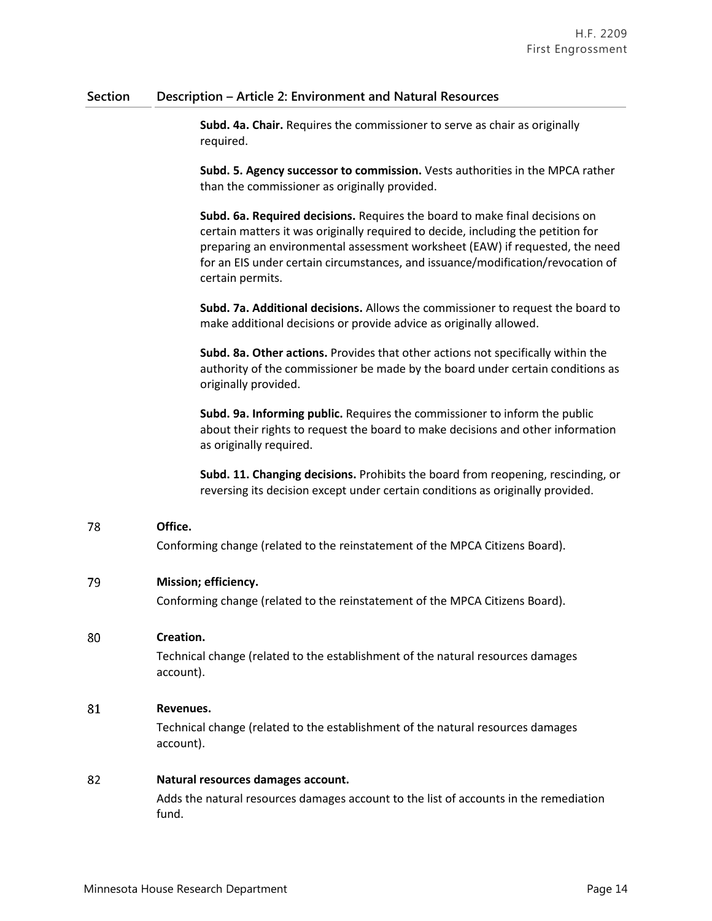| Section | Description – Article 2: Environment and Natural Resources |
|---|---|
| | **Subd. 4a. Chair.** Requires the commissioner to serve as chair as originally required. |
| | **Subd. 5. Agency successor to commission.** Vests authorities in the MPCA rather than the commissioner as originally provided. |
| | **Subd. 6a. Required decisions.** Requires the board to make final decisions on certain matters it was originally required to decide, including the petition for preparing an environmental assessment worksheet (EAW) if requested, the need for an EIS under certain circumstances, and issuance/modification/revocation of certain permits. |
| | **Subd. 7a. Additional decisions.** Allows the commissioner to request the board to make additional decisions or provide advice as originally allowed. |
| | **Subd. 8a. Other actions.** Provides that other actions not specifically within the authority of the commissioner be made by the board under certain conditions as originally provided. |
| | **Subd. 9a. Informing public.** Requires the commissioner to inform the public about their rights to request the board to make decisions and other information as originally required. |
| | **Subd. 11. Changing decisions.** Prohibits the board from reopening, rescinding, or reversing its decision except under certain conditions as originally provided. |
| 78 | **Office.**<br>Conforming change (related to the reinstatement of the MPCA Citizens Board). |
| 79 | **Mission; efficiency.**<br>Conforming change (related to the reinstatement of the MPCA Citizens Board). |
| 80 | **Creation.**<br>Technical change (related to the establishment of the natural resources damages account). |
| 81 | **Revenues.**<br>Technical change (related to the establishment of the natural resources damages account). |
| 82 | **Natural resources damages account.**<br>Adds the natural resources damages account to the list of accounts in the remediation fund. |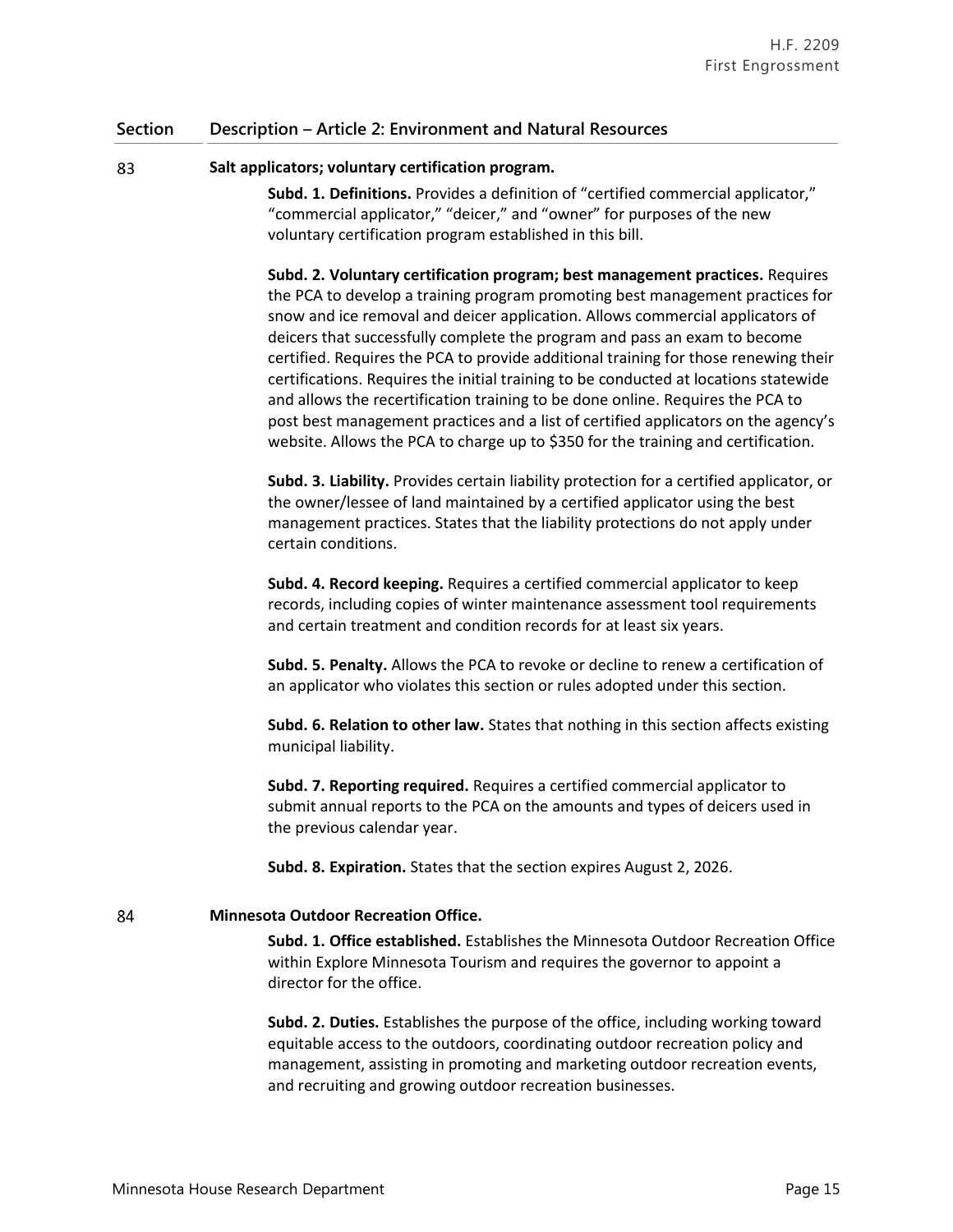| Section | Description – Article 2: Environment and Natural Resources |
|---|---|
| 83 | **Salt applicators; voluntary certification program.**<br><br>**Subd. 1. Definitions.** Provides a definition of "certified commercial applicator," "commercial applicator," "deicer," and "owner" for purposes of the new voluntary certification program established in this bill.<br><br>**Subd. 2. Voluntary certification program; best management practices.** Requires the PCA to develop a training program promoting best management practices for snow and ice removal and deicer application. Allows commercial applicators of deicers that successfully complete the program and pass an exam to become certified. Requires the PCA to provide additional training for those renewing their certifications. Requires the initial training to be conducted at locations statewide and allows the recertification training to be done online. Requires the PCA to post best management practices and a list of certified applicators on the agency's website. Allows the PCA to charge up to $350 for the training and certification.<br><br>**Subd. 3. Liability.** Provides certain liability protection for a certified applicator, or the owner/lessee of land maintained by a certified applicator using the best management practices. States that the liability protections do not apply under certain conditions.<br><br>**Subd. 4. Record keeping.** Requires a certified commercial applicator to keep records, including copies of winter maintenance assessment tool requirements and certain treatment and condition records for at least six years.<br><br>**Subd. 5. Penalty.** Allows the PCA to revoke or decline to renew a certification of an applicator who violates this section or rules adopted under this section.<br><br>**Subd. 6. Relation to other law.** States that nothing in this section affects existing municipal liability.<br><br>**Subd. 7. Reporting required.** Requires a certified commercial applicator to submit annual reports to the PCA on the amounts and types of deicers used in the previous calendar year.<br><br>**Subd. 8. Expiration.** States that the section expires August 2, 2026. |
| 84 | **Minnesota Outdoor Recreation Office.**<br><br>**Subd. 1. Office established.** Establishes the Minnesota Outdoor Recreation Office within Explore Minnesota Tourism and requires the governor to appoint a director for the office.<br><br>**Subd. 2. Duties.** Establishes the purpose of the office, including working toward equitable access to the outdoors, coordinating outdoor recreation policy and management, assisting in promoting and marketing outdoor recreation events, and recruiting and growing outdoor recreation businesses. |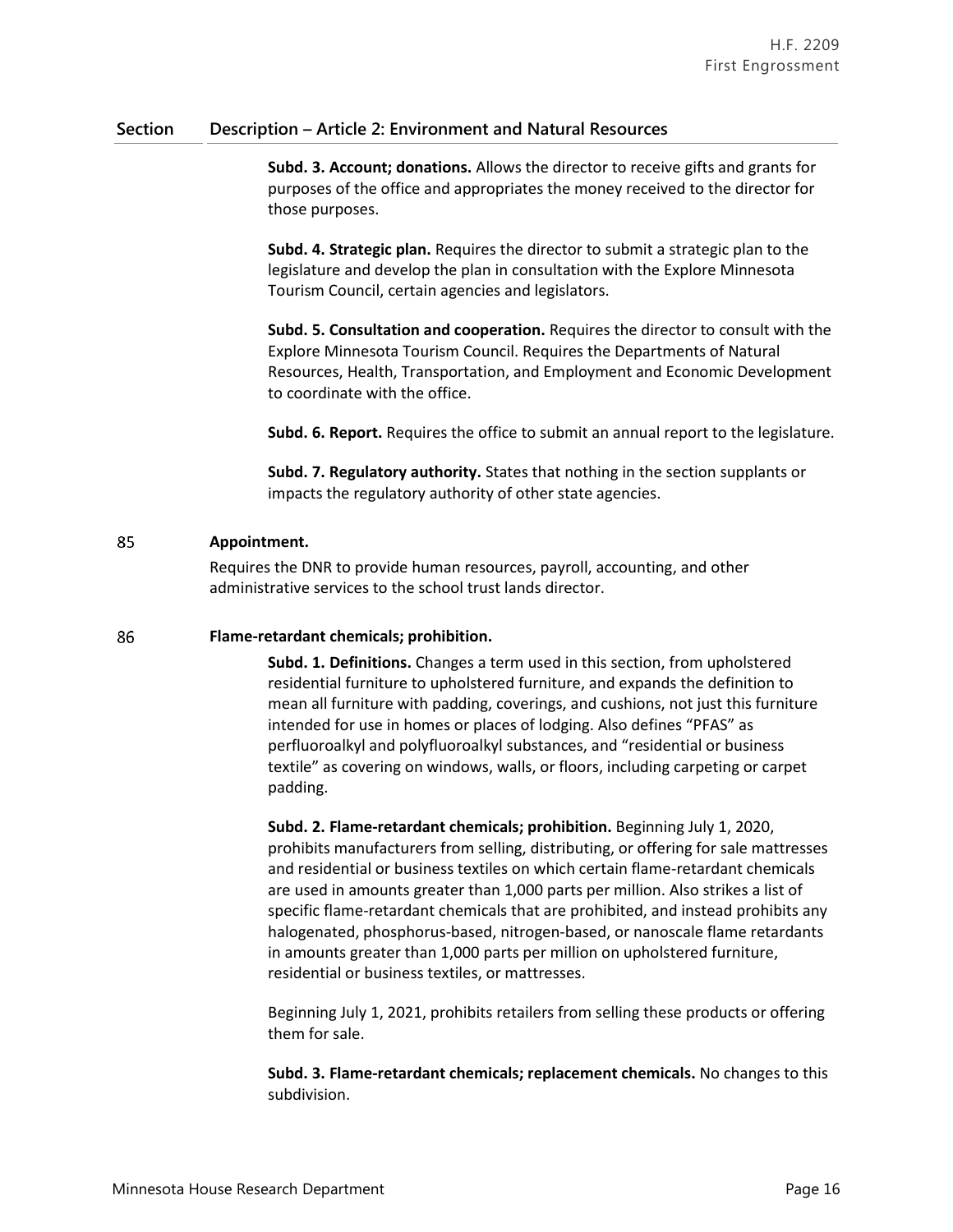| Section | Description – Article 2: Environment and Natural Resources |
|---|---|

**Subd. 3. Account; donations.** Allows the director to receive gifts and grants for purposes of the office and appropriates the money received to the director for those purposes.

**Subd. 4. Strategic plan.** Requires the director to submit a strategic plan to the legislature and develop the plan in consultation with the Explore Minnesota Tourism Council, certain agencies and legislators.

**Subd. 5. Consultation and cooperation.** Requires the director to consult with the Explore Minnesota Tourism Council. Requires the Departments of Natural Resources, Health, Transportation, and Employment and Economic Development to coordinate with the office.

**Subd. 6. Report.** Requires the office to submit an annual report to the legislature.

**Subd. 7. Regulatory authority.** States that nothing in the section supplants or impacts the regulatory authority of other state agencies.

85 **Appointment.**

Requires the DNR to provide human resources, payroll, accounting, and other administrative services to the school trust lands director.

86 **Flame-retardant chemicals; prohibition.**

**Subd. 1. Definitions.** Changes a term used in this section, from upholstered residential furniture to upholstered furniture, and expands the definition to mean all furniture with padding, coverings, and cushions, not just this furniture intended for use in homes or places of lodging. Also defines "PFAS" as perfluoroalkyl and polyfluoroalkyl substances, and "residential or business textile" as covering on windows, walls, or floors, including carpeting or carpet padding.

**Subd. 2. Flame-retardant chemicals; prohibition.** Beginning July 1, 2020, prohibits manufacturers from selling, distributing, or offering for sale mattresses and residential or business textiles on which certain flame-retardant chemicals are used in amounts greater than 1,000 parts per million. Also strikes a list of specific flame-retardant chemicals that are prohibited, and instead prohibits any halogenated, phosphorus-based, nitrogen-based, or nanoscale flame retardants in amounts greater than 1,000 parts per million on upholstered furniture, residential or business textiles, or mattresses.

Beginning July 1, 2021, prohibits retailers from selling these products or offering them for sale.

**Subd. 3. Flame-retardant chemicals; replacement chemicals.** No changes to this subdivision.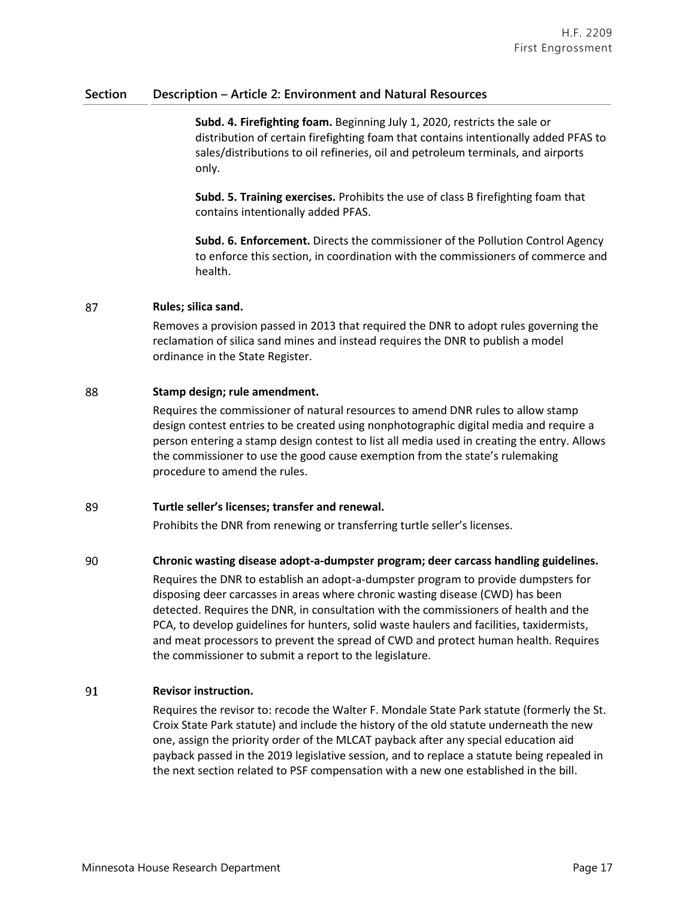| Section | Description – Article 2: Environment and Natural Resources |
|---|---|
| | **Subd. 4. Firefighting foam.** Beginning July 1, 2020, restricts the sale or distribution of certain firefighting foam that contains intentionally added PFAS to sales/distributions to oil refineries, oil and petroleum terminals, and airports only.<br><br>**Subd. 5. Training exercises.** Prohibits the use of class B firefighting foam that contains intentionally added PFAS.<br><br>**Subd. 6. Enforcement.** Directs the commissioner of the Pollution Control Agency to enforce this section, in coordination with the commissioners of commerce and health. |
| 87 | **Rules; silica sand.**<br><br>Removes a provision passed in 2013 that required the DNR to adopt rules governing the reclamation of silica sand mines and instead requires the DNR to publish a model ordinance in the State Register. |
| 88 | **Stamp design; rule amendment.**<br><br>Requires the commissioner of natural resources to amend DNR rules to allow stamp design contest entries to be created using nonphotographic digital media and require a person entering a stamp design contest to list all media used in creating the entry. Allows the commissioner to use the good cause exemption from the state's rulemaking procedure to amend the rules. |
| 89 | **Turtle seller's licenses; transfer and renewal.**<br><br>Prohibits the DNR from renewing or transferring turtle seller's licenses. |
| 90 | **Chronic wasting disease adopt-a-dumpster program; deer carcass handling guidelines.**<br><br>Requires the DNR to establish an adopt-a-dumpster program to provide dumpsters for disposing deer carcasses in areas where chronic wasting disease (CWD) has been detected. Requires the DNR, in consultation with the commissioners of health and the PCA, to develop guidelines for hunters, solid waste haulers and facilities, taxidermists, and meat processors to prevent the spread of CWD and protect human health. Requires the commissioner to submit a report to the legislature. |
| 91 | **Revisor instruction.**<br><br>Requires the revisor to: recode the Walter F. Mondale State Park statute (formerly the St. Croix State Park statute) and include the history of the old statute underneath the new one, assign the priority order of the MLCAT payback after any special education aid payback passed in the 2019 legislative session, and to replace a statute being repealed in the next section related to PSF compensation with a new one established in the bill. |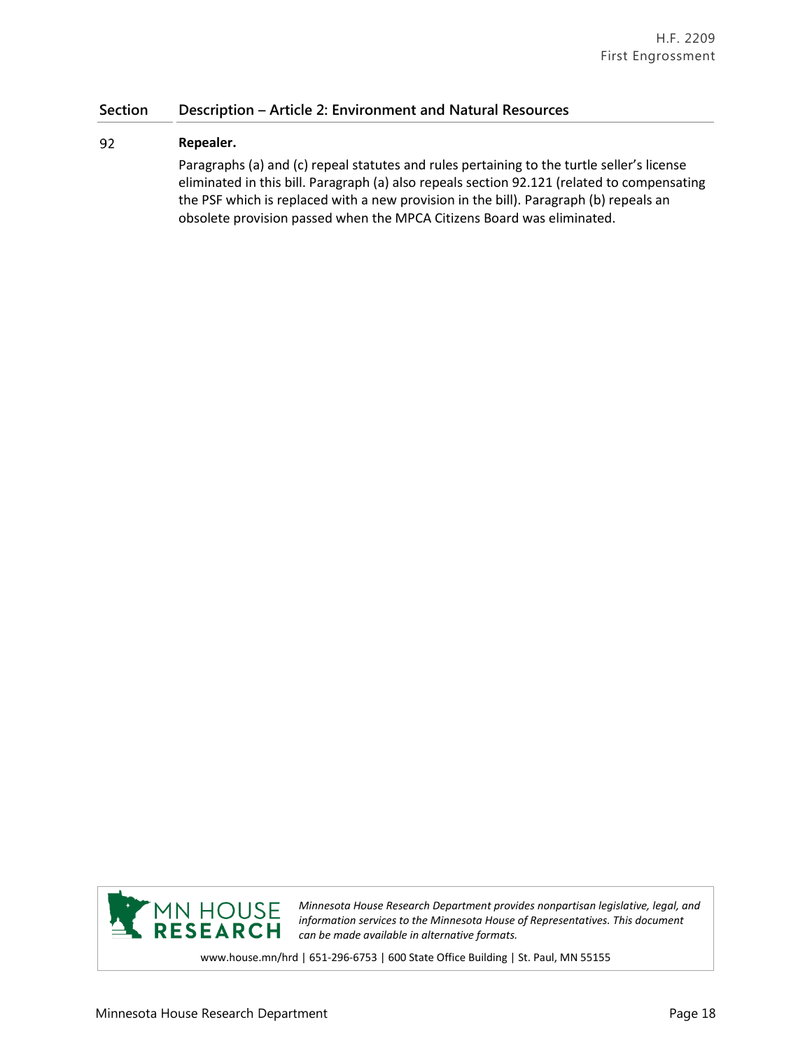| Section | Description – Article 2: Environment and Natural Resources |
|---|---|
| 92 | **Repealer.**<br>Paragraphs (a) and (c) repeal statutes and rules pertaining to the turtle seller's license eliminated in this bill. Paragraph (a) also repeals section 92.121 (related to compensating the PSF which is replaced with a new provision in the bill). Paragraph (b) repeals an obsolete provision passed when the MPCA Citizens Board was eliminated. |

MN HOUSE RESEARCH

*Minnesota House Research Department provides nonpartisan legislative, legal, and information services to the Minnesota House of Representatives. This document can be made available in alternative formats.*

www.house.mn/hrd | 651-296-6753 | 600 State Office Building | St. Paul, MN 55155